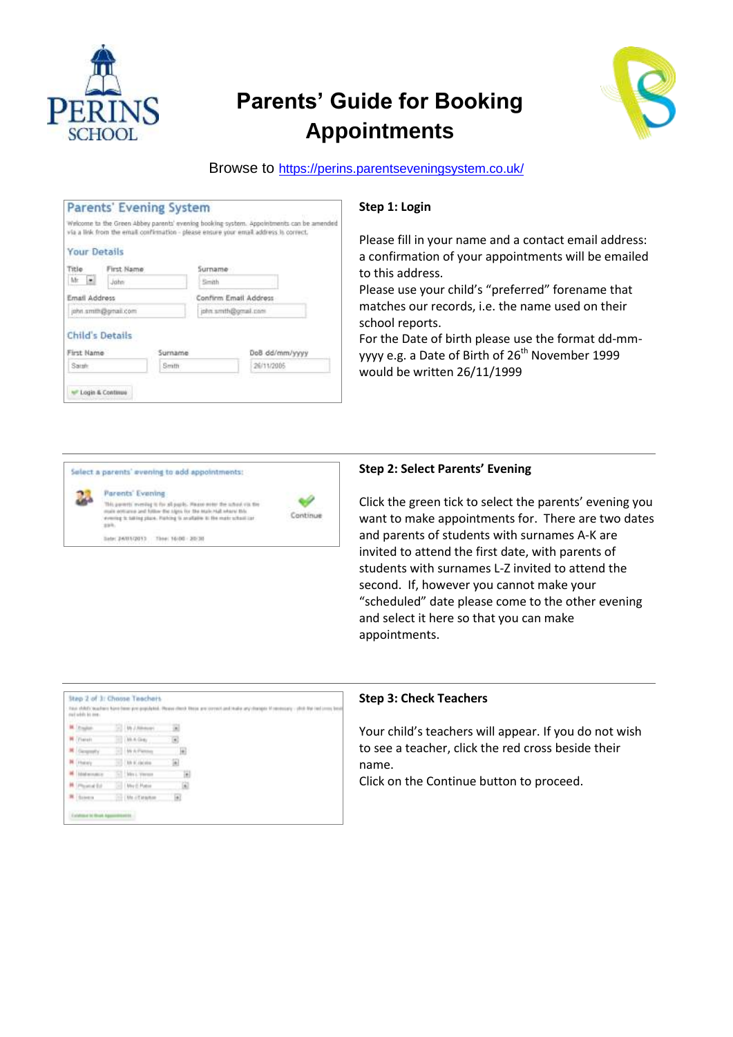# Parents' Guide for Booking Appointments

Browse to https://perins.parentseveningsystem.co.uk/

### Step 1: Login

Please fill in your name and a contact email address: a confirmation of your appointments will be emailed to this address.
Please use your child's "preferred" forename that matches our records, i.e. the name used on their school reports.
For the Date of birth please use the format dd-mm-yyyy e.g. a Date of Birth of 26th November 1999 would be written 26/11/1999

### Step 2: Select Parents' Evening

Click the green tick to select the parents' evening you want to make appointments for. There are two dates and parents of students with surnames A-K are invited to attend the first date, with parents of students with surnames L-Z invited to attend the second. If, however you cannot make your "scheduled" date please come to the other evening and select it here so that you can make appointments.

### Step 3: Check Teachers

Your child's teachers will appear. If you do not wish to see a teacher, click the red cross beside their name.
Click on the Continue button to proceed.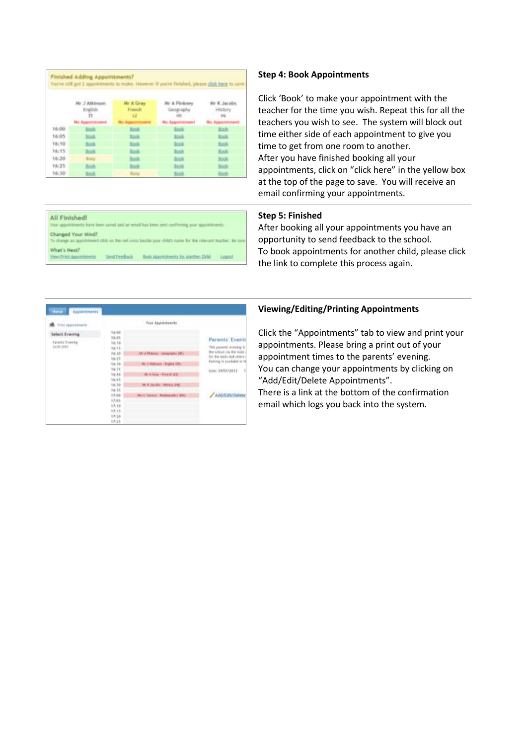## Step 4: Book Appointments

Click 'Book' to make your appointment with the teacher for the time you wish. Repeat this for all the teachers you wish to see. The system will block out time either side of each appointment to give you time to get from one room to another.
After you have finished booking all your appointments, click on "click here" in the yellow box at the top of the page to save. You will receive an email confirming your appointments.

## Step 5: Finished

After booking all your appointments you have an opportunity to send feedback to the school.
To book appointments for another child, please click the link to complete this process again.

## Viewing/Editing/Printing Appointments

Click the "Appointments" tab to view and print your appointments. Please bring a print out of your appointment times to the parents' evening.
You can change your appointments by clicking on "Add/Edit/Delete Appointments".
There is a link at the bottom of the confirmation email which logs you back into the system.